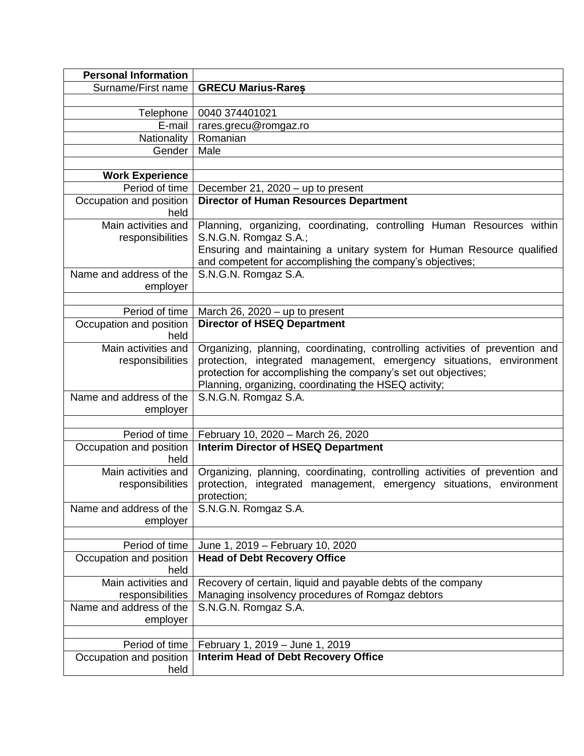| Personal Information | |
|---|---|
| Surname/First name | **GRECU Marius-Rareș** |
| | |
| Telephone | 0040 374401021 |
| E-mail | rares.grecu@romgaz.ro |
| Nationality | Romanian |
| Gender | Male |
| | |
| **Work Experience** | |
| Period of time | December 21, 2020 – up to present |
| Occupation and position held | **Director of Human Resources Department** |
| Main activities and responsibilities | Planning, organizing, coordinating, controlling Human Resources within S.N.G.N. Romgaz S.A.;<br>Ensuring and maintaining a unitary system for Human Resource qualified and competent for accomplishing the company's objectives; |
| Name and address of the employer | S.N.G.N. Romgaz S.A. |
| | |
| Period of time | March 26, 2020 – up to present |
| Occupation and position held | **Director of HSEQ Department** |
| Main activities and responsibilities | Organizing, planning, coordinating, controlling activities of prevention and protection, integrated management, emergency situations, environment protection for accomplishing the company's set out objectives;<br>Planning, organizing, coordinating the HSEQ activity; |
| Name and address of the employer | S.N.G.N. Romgaz S.A. |
| | |
| Period of time | February 10, 2020 – March 26, 2020 |
| Occupation and position held | **Interim Director of HSEQ Department** |
| Main activities and responsibilities | Organizing, planning, coordinating, controlling activities of prevention and protection, integrated management, emergency situations, environment protection; |
| Name and address of the employer | S.N.G.N. Romgaz S.A. |
| | |
| Period of time | June 1, 2019 – February 10, 2020 |
| Occupation and position held | **Head of Debt Recovery Office** |
| Main activities and responsibilities | Recovery of certain, liquid and payable debts of the company<br>Managing insolvency procedures of Romgaz debtors |
| Name and address of the employer | S.N.G.N. Romgaz S.A. |
| | |
| Period of time | February 1, 2019 – June 1, 2019 |
| Occupation and position held | **Interim Head of Debt Recovery Office** |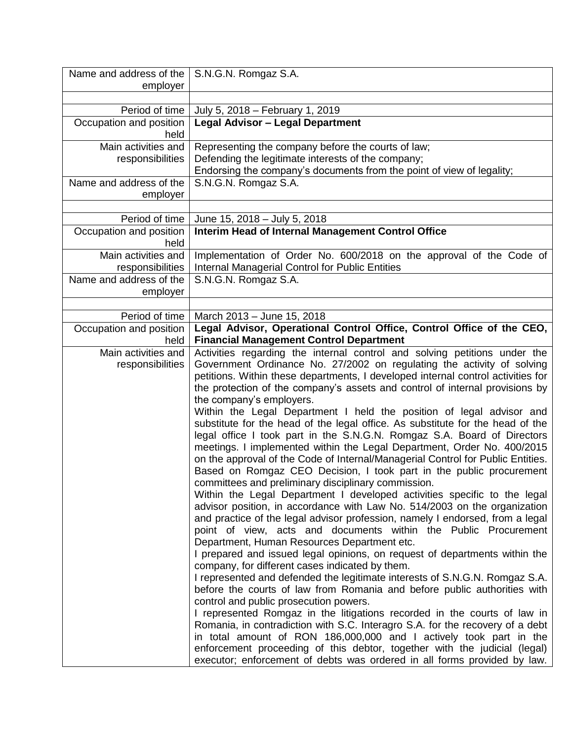| | |
|---|---|
| Name and address of the employer | S.N.G.N. Romgaz S.A. |
| | |
| Period of time | July 5, 2018 – February 1, 2019 |
| Occupation and position held | **Legal Advisor – Legal Department** |
| Main activities and responsibilities | Representing the company before the courts of law;<br>Defending the legitimate interests of the company;<br>Endorsing the company's documents from the point of view of legality; |
| Name and address of the employer | S.N.G.N. Romgaz S.A. |
| | |
| Period of time | June 15, 2018 – July 5, 2018 |
| Occupation and position held | **Interim Head of Internal Management Control Office** |
| Main activities and responsibilities | Implementation of Order No. 600/2018 on the approval of the Code of Internal Managerial Control for Public Entities |
| Name and address of the employer | S.N.G.N. Romgaz S.A. |
| | |
| Period of time | March 2013 – June 15, 2018 |
| Occupation and position held | **Legal Advisor, Operational Control Office, Control Office of the CEO, Financial Management Control Department** |
| Main activities and responsibilities | Activities regarding the internal control and solving petitions under the Government Ordinance No. 27/2002 on regulating the activity of solving petitions. Within these departments, I developed internal control activities for the protection of the company's assets and control of internal provisions by the company's employers.<br>Within the Legal Department I held the position of legal advisor and substitute for the head of the legal office. As substitute for the head of the legal office I took part in the S.N.G.N. Romgaz S.A. Board of Directors meetings. I implemented within the Legal Department, Order No. 400/2015 on the approval of the Code of Internal/Managerial Control for Public Entities. Based on Romgaz CEO Decision, I took part in the public procurement committees and preliminary disciplinary commission.<br>Within the Legal Department I developed activities specific to the legal advisor position, in accordance with Law No. 514/2003 on the organization and practice of the legal advisor profession, namely I endorsed, from a legal point of view, acts and documents within the Public Procurement Department, Human Resources Department etc.<br>I prepared and issued legal opinions, on request of departments within the company, for different cases indicated by them.<br>I represented and defended the legitimate interests of S.N.G.N. Romgaz S.A. before the courts of law from Romania and before public authorities with control and public prosecution powers.<br>I represented Romgaz in the litigations recorded in the courts of law in Romania, in contradiction with S.C. Interagro S.A. for the recovery of a debt in total amount of RON 186,000,000 and I actively took part in the enforcement proceeding of this debtor, together with the judicial (legal) executor; enforcement of debts was ordered in all forms provided by law. |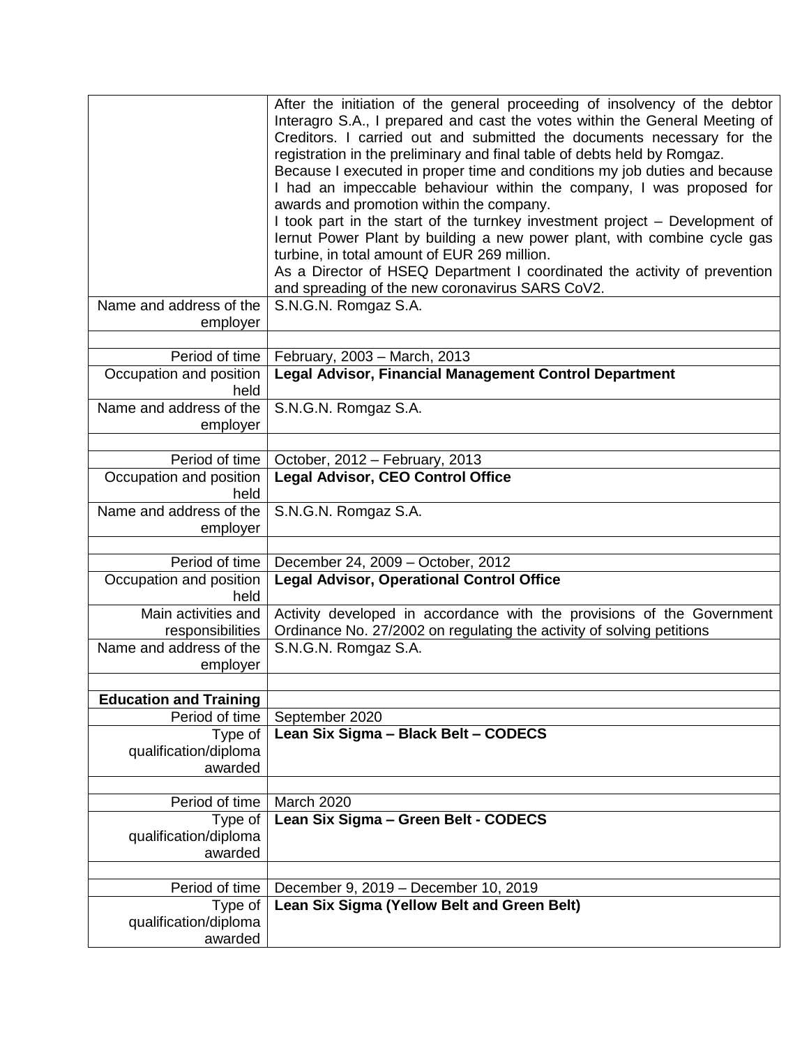| | |
|---|---|
| | After the initiation of the general proceeding of insolvency of the debtor Interagro S.A., I prepared and cast the votes within the General Meeting of Creditors. I carried out and submitted the documents necessary for the registration in the preliminary and final table of debts held by Romgaz.<br>Because I executed in proper time and conditions my job duties and because I had an impeccable behaviour within the company, I was proposed for awards and promotion within the company.<br>I took part in the start of the turnkey investment project – Development of Iernut Power Plant by building a new power plant, with combine cycle gas turbine, in total amount of EUR 269 million.<br>As a Director of HSEQ Department I coordinated the activity of prevention and spreading of the new coronavirus SARS CoV2. |
| Name and address of the employer | S.N.G.N. Romgaz S.A. |
| | |
| Period of time | February, 2003 – March, 2013 |
| Occupation and position held | **Legal Advisor, Financial Management Control Department** |
| Name and address of the employer | S.N.G.N. Romgaz S.A. |
| | |
| Period of time | October, 2012 – February, 2013 |
| Occupation and position held | **Legal Advisor, CEO Control Office** |
| Name and address of the employer | S.N.G.N. Romgaz S.A. |
| | |
| Period of time | December 24, 2009 – October, 2012 |
| Occupation and position held | **Legal Advisor, Operational Control Office** |
| Main activities and responsibilities | Activity developed in accordance with the provisions of the Government Ordinance No. 27/2002 on regulating the activity of solving petitions |
| Name and address of the employer | S.N.G.N. Romgaz S.A. |
| | |
| **Education and Training** | |
| Period of time | September 2020 |
| Type of qualification/diploma awarded | **Lean Six Sigma – Black Belt – CODECS** |
| | |
| Period of time | March 2020 |
| Type of qualification/diploma awarded | **Lean Six Sigma – Green Belt - CODECS** |
| | |
| Period of time | December 9, 2019 – December 10, 2019 |
| Type of qualification/diploma awarded | **Lean Six Sigma (Yellow Belt and Green Belt)** |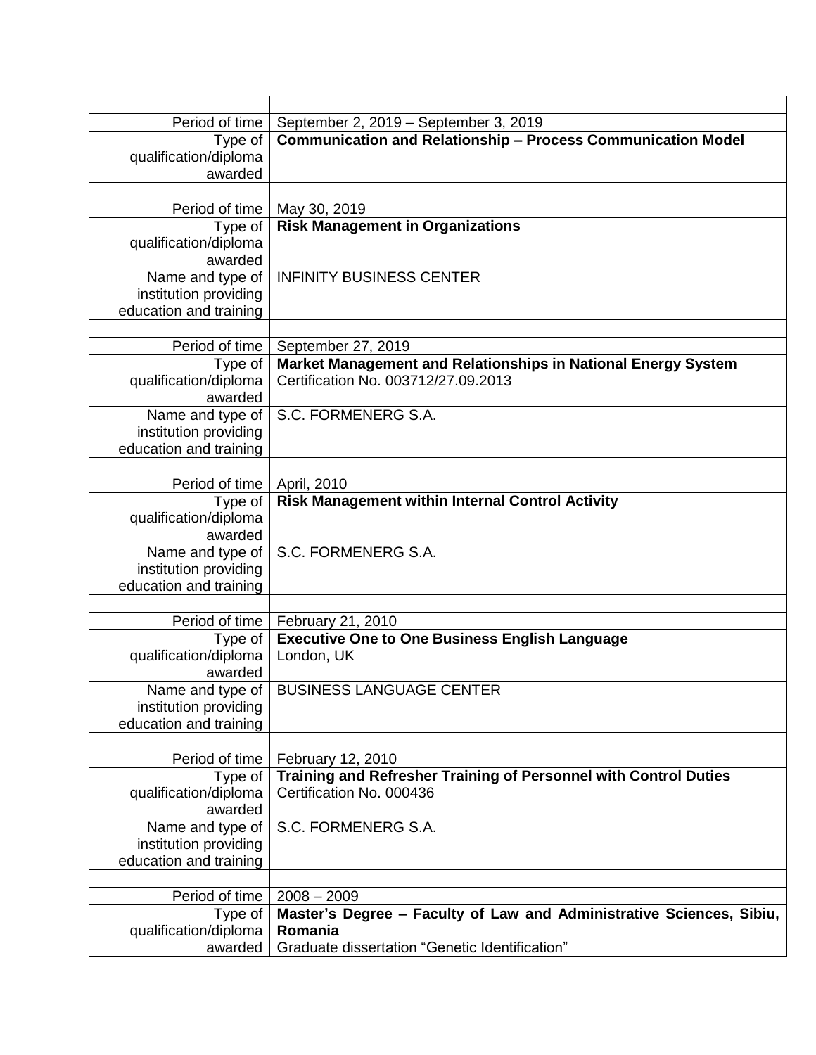| | |
|---|---|
| Period of time | September 2, 2019 – September 3, 2019 |
| Type of qualification/diploma awarded | **Communication and Relationship – Process Communication Model** |
| | |
| Period of time | May 30, 2019 |
| Type of qualification/diploma awarded | **Risk Management in Organizations** |
| Name and type of institution providing education and training | INFINITY BUSINESS CENTER |
| | |
| Period of time | September 27, 2019 |
| Type of qualification/diploma awarded | **Market Management and Relationships in National Energy System**<br>Certification No. 003712/27.09.2013 |
| Name and type of institution providing education and training | S.C. FORMENERG S.A. |
| | |
| Period of time | April, 2010 |
| Type of qualification/diploma awarded | **Risk Management within Internal Control Activity** |
| Name and type of institution providing education and training | S.C. FORMENERG S.A. |
| | |
| Period of time | February 21, 2010 |
| Type of qualification/diploma awarded | **Executive One to One Business English Language**<br>London, UK |
| Name and type of institution providing education and training | BUSINESS LANGUAGE CENTER |
| | |
| Period of time | February 12, 2010 |
| Type of qualification/diploma awarded | **Training and Refresher Training of Personnel with Control Duties**<br>Certification No. 000436 |
| Name and type of institution providing education and training | S.C. FORMENERG S.A. |
| | |
| Period of time | 2008 – 2009 |
| Type of qualification/diploma awarded | **Master's Degree – Faculty of Law and Administrative Sciences, Sibiu, Romania**<br>Graduate dissertation "Genetic Identification" |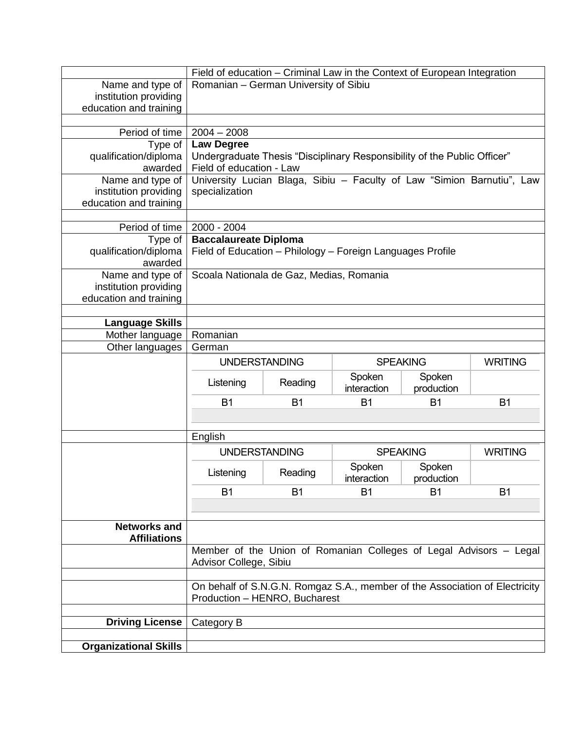| | |
|---|---|
| | Field of education – Criminal Law in the Context of European Integration |
| Name and type of institution providing education and training | Romanian – German University of Sibiu |
| | |
| Period of time | 2004 – 2008 |
| Type of qualification/diploma awarded | **Law Degree**<br>Undergraduate Thesis "Disciplinary Responsibility of the Public Officer"<br>Field of education - Law |
| Name and type of institution providing education and training | University Lucian Blaga, Sibiu – Faculty of Law "Simion Barnutiu", Law specialization |
| | |
| Period of time | 2000 - 2004 |
| Type of qualification/diploma awarded | **Baccalaureate Diploma**<br>Field of Education – Philology – Foreign Languages Profile |
| Name and type of institution providing education and training | Scoala Nationala de Gaz, Medias, Romania |
| | |
| **Language Skills** | |
| Mother language | Romanian |
| Other languages | German |

| UNDERSTANDING | | SPEAKING | | WRITING |
|---|---|---|---|---|
| Listening | Reading | Spoken interaction | Spoken production | |
| B1 | B1 | B1 | B1 | B1 |

English

| UNDERSTANDING | | SPEAKING | | WRITING |
|---|---|---|---|---|
| Listening | Reading | Spoken interaction | Spoken production | |
| B1 | B1 | B1 | B1 | B1 |

| | |
|---|---|
| **Networks and Affiliations** | |
| | Member of the Union of Romanian Colleges of Legal Advisors – Legal Advisor College, Sibiu |
| | |
| | On behalf of S.N.G.N. Romgaz S.A., member of the Association of Electricity Production – HENRO, Bucharest |
| | |
| **Driving License** | Category B |
| | |
| **Organizational Skills** | |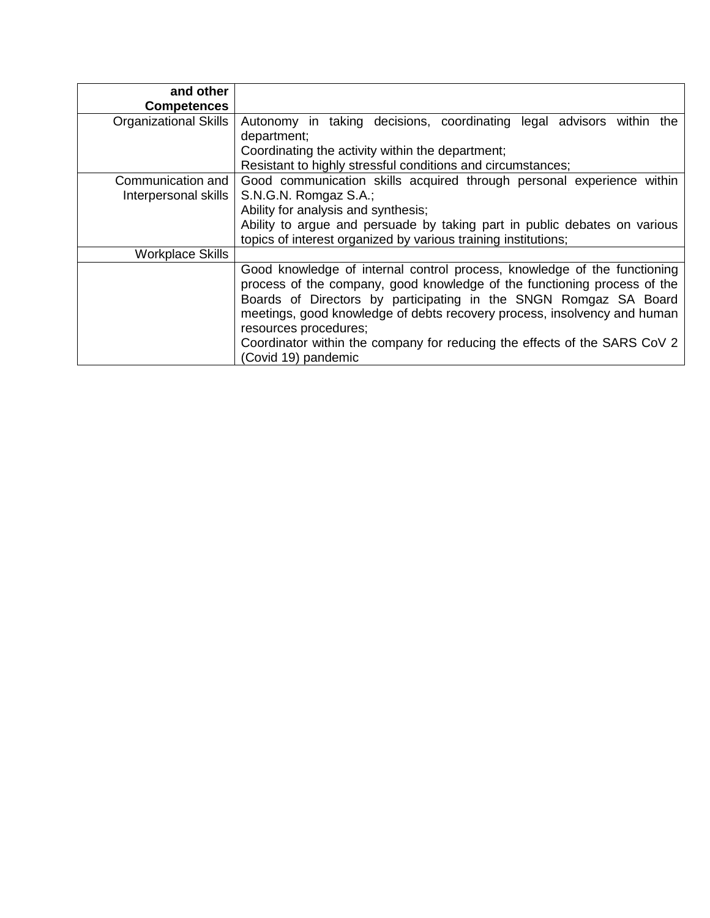| | |
|---|---|
| **and other Competences** | |
| Organizational Skills | Autonomy in taking decisions, coordinating legal advisors within the department;<br>Coordinating the activity within the department;<br>Resistant to highly stressful conditions and circumstances; |
| Communication and Interpersonal skills | Good communication skills acquired through personal experience within S.N.G.N. Romgaz S.A.;<br>Ability for analysis and synthesis;<br>Ability to argue and persuade by taking part in public debates on various topics of interest organized by various training institutions; |
| Workplace Skills | |
| | Good knowledge of internal control process, knowledge of the functioning process of the company, good knowledge of the functioning process of the Boards of Directors by participating in the SNGN Romgaz SA Board meetings, good knowledge of debts recovery process, insolvency and human resources procedures;<br>Coordinator within the company for reducing the effects of the SARS CoV 2 (Covid 19) pandemic |